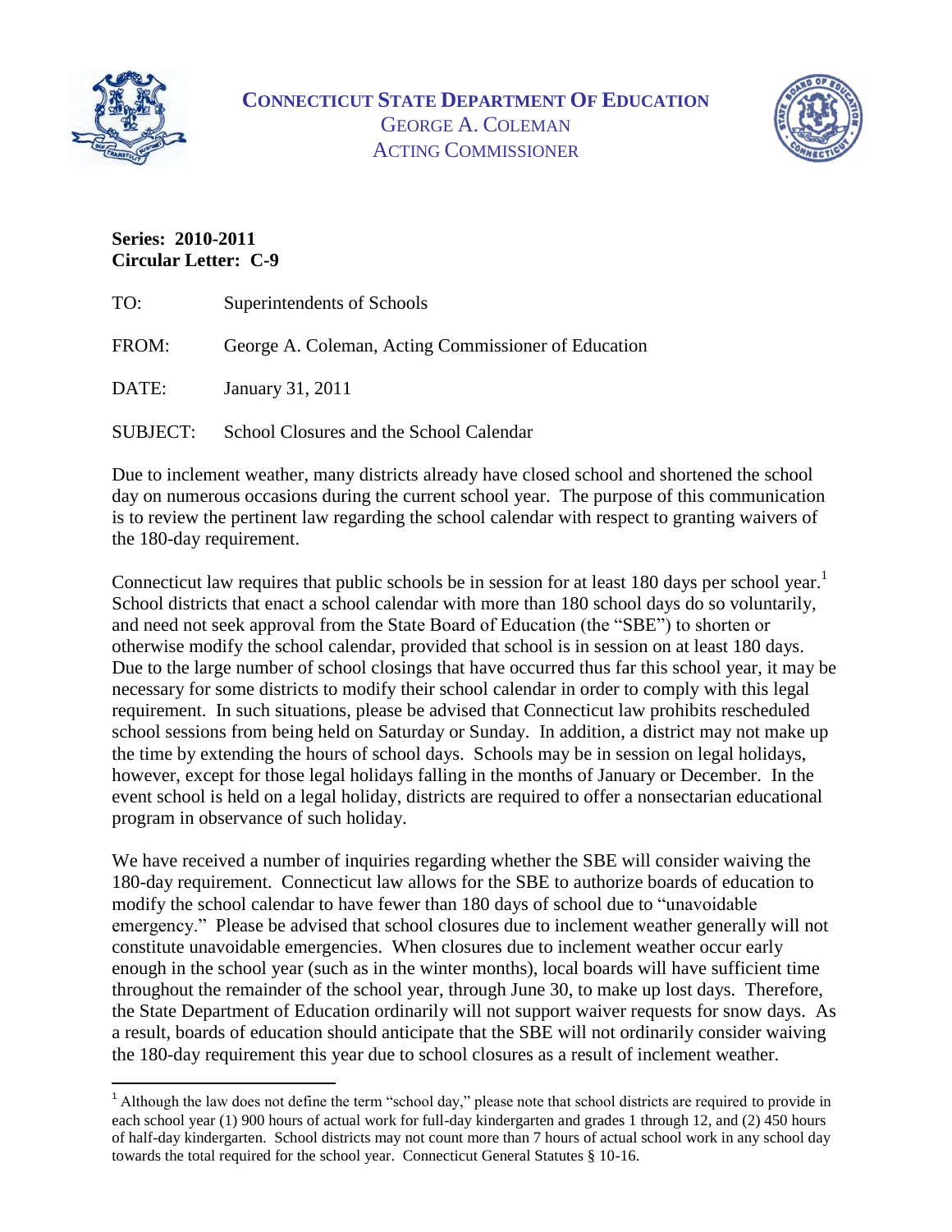# CONNECTICUT STATE DEPARTMENT OF EDUCATION

GEORGE A. COLEMAN
ACTING COMMISSIONER

**Series: 2010-2011**
**Circular Letter: C-9**

TO: Superintendents of Schools

FROM: George A. Coleman, Acting Commissioner of Education

DATE: January 31, 2011

SUBJECT: School Closures and the School Calendar

Due to inclement weather, many districts already have closed school and shortened the school day on numerous occasions during the current school year. The purpose of this communication is to review the pertinent law regarding the school calendar with respect to granting waivers of the 180-day requirement.

Connecticut law requires that public schools be in session for at least 180 days per school year.[1] School districts that enact a school calendar with more than 180 school days do so voluntarily, and need not seek approval from the State Board of Education (the "SBE") to shorten or otherwise modify the school calendar, provided that school is in session on at least 180 days. Due to the large number of school closings that have occurred thus far this school year, it may be necessary for some districts to modify their school calendar in order to comply with this legal requirement. In such situations, please be advised that Connecticut law prohibits rescheduled school sessions from being held on Saturday or Sunday. In addition, a district may not make up the time by extending the hours of school days. Schools may be in session on legal holidays, however, except for those legal holidays falling in the months of January or December. In the event school is held on a legal holiday, districts are required to offer a nonsectarian educational program in observance of such holiday.

We have received a number of inquiries regarding whether the SBE will consider waiving the 180-day requirement. Connecticut law allows for the SBE to authorize boards of education to modify the school calendar to have fewer than 180 days of school due to "unavoidable emergency." Please be advised that school closures due to inclement weather generally will not constitute unavoidable emergencies. When closures due to inclement weather occur early enough in the school year (such as in the winter months), local boards will have sufficient time throughout the remainder of the school year, through June 30, to make up lost days. Therefore, the State Department of Education ordinarily will not support waiver requests for snow days. As a result, boards of education should anticipate that the SBE will not ordinarily consider waiving the 180-day requirement this year due to school closures as a result of inclement weather.

[1] Although the law does not define the term "school day," please note that school districts are required to provide in each school year (1) 900 hours of actual work for full-day kindergarten and grades 1 through 12, and (2) 450 hours of half-day kindergarten. School districts may not count more than 7 hours of actual school work in any school day towards the total required for the school year. Connecticut General Statutes § 10-16.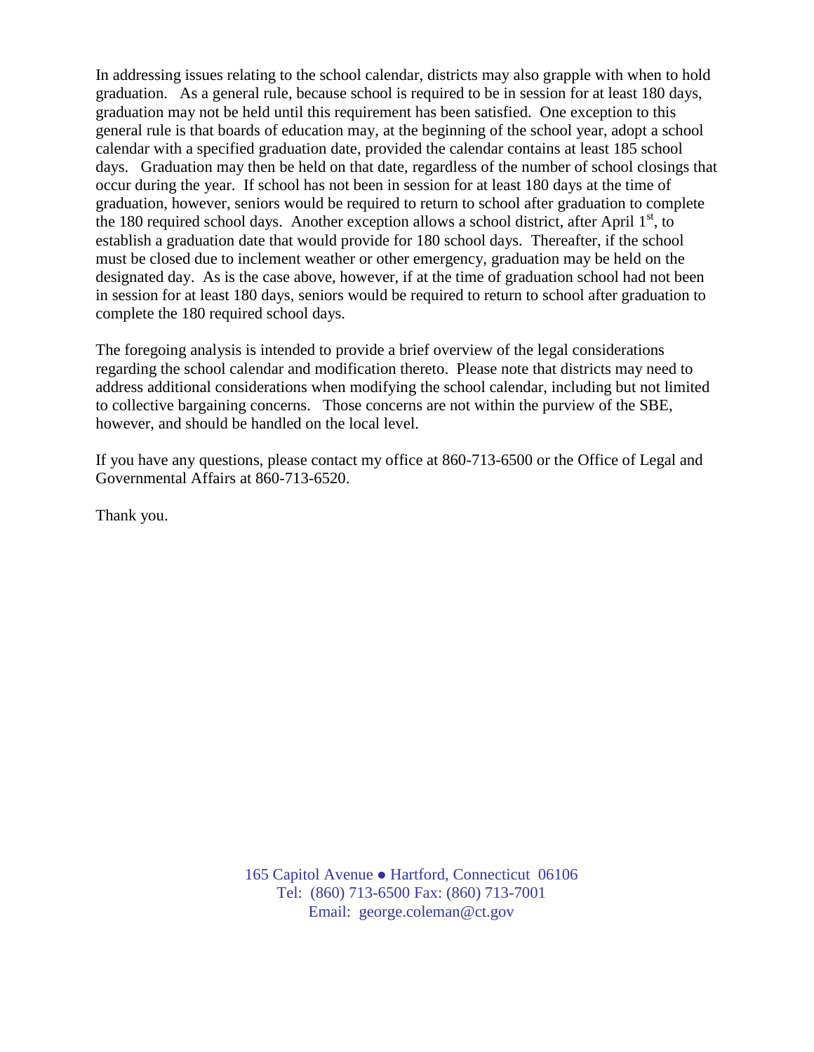In addressing issues relating to the school calendar, districts may also grapple with when to hold graduation. As a general rule, because school is required to be in session for at least 180 days, graduation may not be held until this requirement has been satisfied. One exception to this general rule is that boards of education may, at the beginning of the school year, adopt a school calendar with a specified graduation date, provided the calendar contains at least 185 school days. Graduation may then be held on that date, regardless of the number of school closings that occur during the year. If school has not been in session for at least 180 days at the time of graduation, however, seniors would be required to return to school after graduation to complete the 180 required school days. Another exception allows a school district, after April 1st, to establish a graduation date that would provide for 180 school days. Thereafter, if the school must be closed due to inclement weather or other emergency, graduation may be held on the designated day. As is the case above, however, if at the time of graduation school had not been in session for at least 180 days, seniors would be required to return to school after graduation to complete the 180 required school days.

The foregoing analysis is intended to provide a brief overview of the legal considerations regarding the school calendar and modification thereto. Please note that districts may need to address additional considerations when modifying the school calendar, including but not limited to collective bargaining concerns. Those concerns are not within the purview of the SBE, however, and should be handled on the local level.

If you have any questions, please contact my office at 860-713-6500 or the Office of Legal and Governmental Affairs at 860-713-6520.

Thank you.

165 Capitol Avenue ● Hartford, Connecticut 06106
Tel: (860) 713-6500 Fax: (860) 713-7001
Email: george.coleman@ct.gov